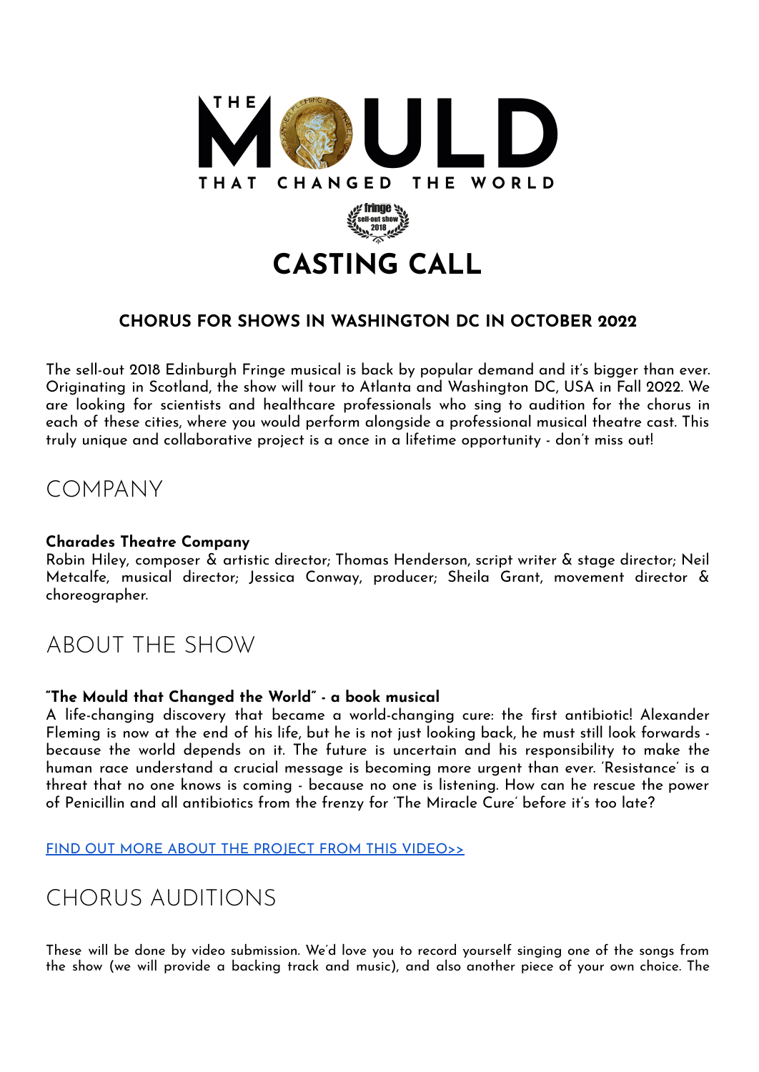# THE MOULD THAT CHANGED THE WORLD

fringe sell-out show 2018

# CASTING CALL

### CHORUS FOR SHOWS IN WASHINGTON DC IN OCTOBER 2022

The sell-out 2018 Edinburgh Fringe musical is back by popular demand and it's bigger than ever. Originating in Scotland, the show will tour to Atlanta and Washington DC, USA in Fall 2022. We are looking for scientists and healthcare professionals who sing to audition for the chorus in each of these cities, where you would perform alongside a professional musical theatre cast. This truly unique and collaborative project is a once in a lifetime opportunity - don't miss out!

## COMPANY

**Charades Theatre Company**
Robin Hiley, composer & artistic director; Thomas Henderson, script writer & stage director; Neil Metcalfe, musical director; Jessica Conway, producer; Sheila Grant, movement director & choreographer.

## ABOUT THE SHOW

**"The Mould that Changed the World" - a book musical**
A life-changing discovery that became a world-changing cure: the first antibiotic! Alexander Fleming is now at the end of his life, but he is not just looking back, he must still look forwards - because the world depends on it. The future is uncertain and his responsibility to make the human race understand a crucial message is becoming more urgent than ever. 'Resistance' is a threat that no one knows is coming - because no one is listening. How can he rescue the power of Penicillin and all antibiotics from the frenzy for 'The Miracle Cure' before it's too late?

FIND OUT MORE ABOUT THE PROJECT FROM THIS VIDEO>>

## CHORUS AUDITIONS

These will be done by video submission. We'd love you to record yourself singing one of the songs from the show (we will provide a backing track and music), and also another piece of your own choice. The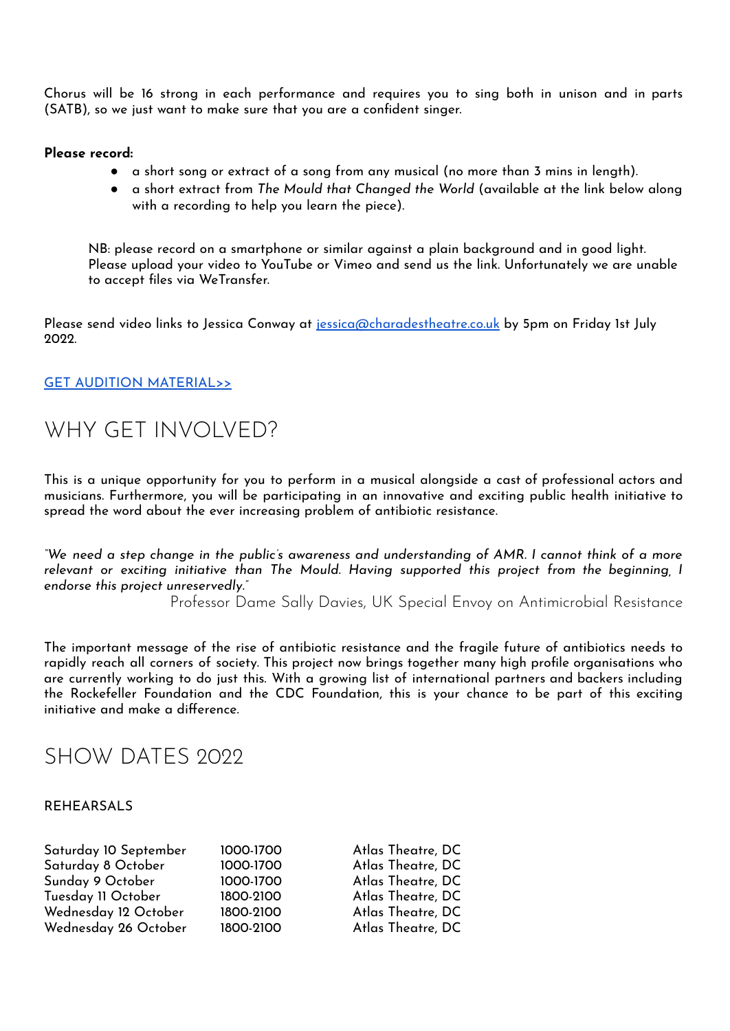Chorus will be 16 strong in each performance and requires you to sing both in unison and in parts (SATB), so we just want to make sure that you are a confident singer.

**Please record:**

- a short song or extract of a song from any musical (no more than 3 mins in length).
- a short extract from *The Mould that Changed the World* (available at the link below along with a recording to help you learn the piece).

NB: please record on a smartphone or similar against a plain background and in good light. Please upload your video to YouTube or Vimeo and send us the link. Unfortunately we are unable to accept files via WeTransfer.

Please send video links to Jessica Conway at jessica@charadestheatre.co.uk by 5pm on Friday 1st July 2022.

GET AUDITION MATERIAL>>

## WHY GET INVOLVED?

This is a unique opportunity for you to perform in a musical alongside a cast of professional actors and musicians. Furthermore, you will be participating in an innovative and exciting public health initiative to spread the word about the ever increasing problem of antibiotic resistance.

*"We need a step change in the public's awareness and understanding of AMR. I cannot think of a more relevant or exciting initiative than The Mould. Having supported this project from the beginning, I endorse this project unreservedly."*

Professor Dame Sally Davies, UK Special Envoy on Antimicrobial Resistance

The important message of the rise of antibiotic resistance and the fragile future of antibiotics needs to rapidly reach all corners of society. This project now brings together many high profile organisations who are currently working to do just this. With a growing list of international partners and backers including the Rockefeller Foundation and the CDC Foundation, this is your chance to be part of this exciting initiative and make a difference.

## SHOW DATES 2022

REHEARSALS

| | | |
|---|---|---|
| Saturday 10 September | 1000-1700 | Atlas Theatre, DC |
| Saturday 8 October | 1000-1700 | Atlas Theatre, DC |
| Sunday 9 October | 1000-1700 | Atlas Theatre, DC |
| Tuesday 11 October | 1800-2100 | Atlas Theatre, DC |
| Wednesday 12 October | 1800-2100 | Atlas Theatre, DC |
| Wednesday 26 October | 1800-2100 | Atlas Theatre, DC |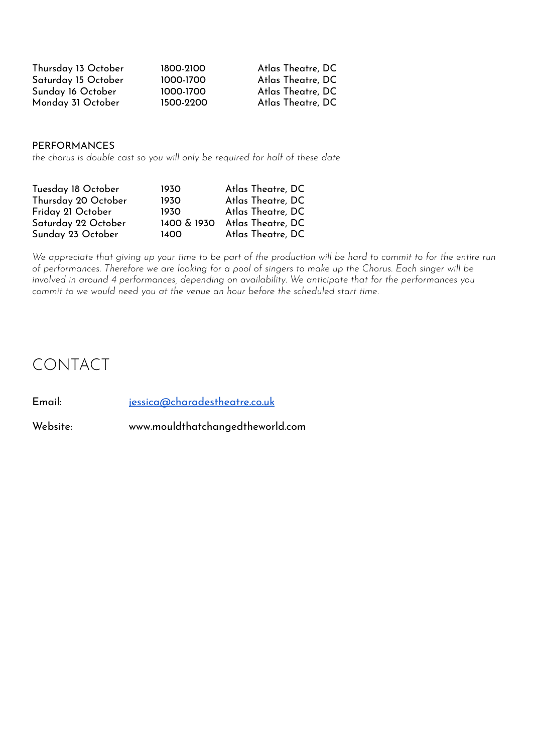| | | |
|---|---|---|
| Thursday 13 October | 1800-2100 | Atlas Theatre, DC |
| Saturday 15 October | 1000-1700 | Atlas Theatre, DC |
| Sunday 16 October | 1000-1700 | Atlas Theatre, DC |
| Monday 31 October | 1500-2200 | Atlas Theatre, DC |

PERFORMANCES

*the chorus is double cast so you will only be required for half of these date*

| | | |
|---|---|---|
| Tuesday 18 October | 1930 | Atlas Theatre, DC |
| Thursday 20 October | 1930 | Atlas Theatre, DC |
| Friday 21 October | 1930 | Atlas Theatre, DC |
| Saturday 22 October | 1400 & 1930 | Atlas Theatre, DC |
| Sunday 23 October | 1400 | Atlas Theatre, DC |

*We appreciate that giving up your time to be part of the production will be hard to commit to for the entire run of performances. Therefore we are looking for a pool of singers to make up the Chorus. Each singer will be involved in around 4 performances, depending on availability. We anticipate that for the performances you commit to we would need you at the venue an hour before the scheduled start time.*

# CONTACT

Email: jessica@charadestheatre.co.uk

Website: www.mouldthatchangedtheworld.com